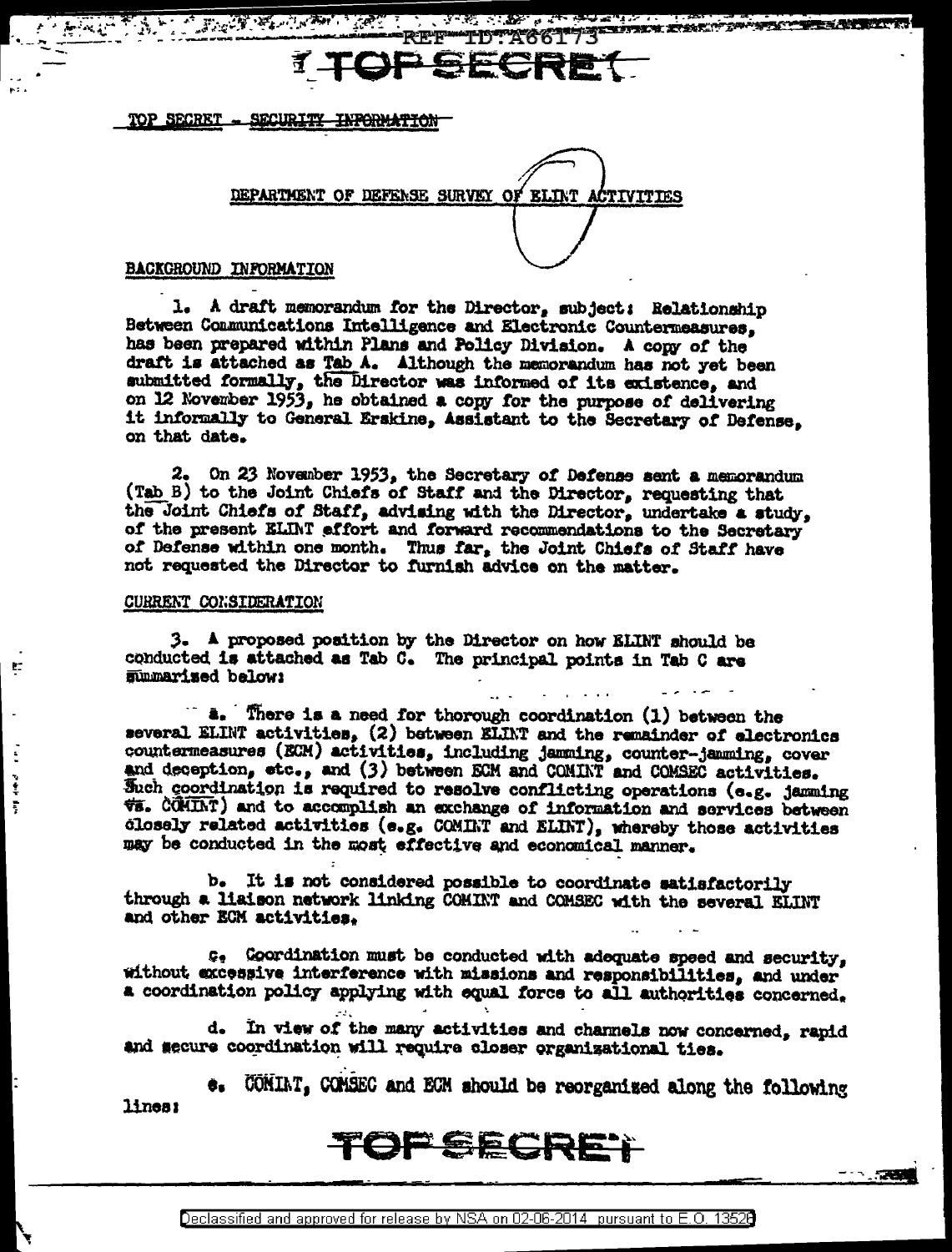TOP SECRET - SECURITY INFORMATION

## DEPARTMENT OF DEFENSE SURVEY OF ELINT ACTIVITIES

### BACKGROUND INFORMATION

1. A draft memorandum for the Director, subject: Relationship Between Communications Intelligence and Electronic Countermeasures, has been prepared within Plans and Policy Division. A copy of the draft is attached as Tab A. Although the memorandum has not yet been submitted formally, the Director was informed of its existence, and on 12 November 1953, he obtained a copy for the purpose of delivering it informally to General Erskine, Assistant to the Secretary of Defense, on that date.

2. On 23 November 1953, the Secretary of Defense sent a memorandum (Tab B) to the Joint Chiefs of Staff and the Director, requesting that the Joint Chiefs of Staff, advising with the Director, undertake a study, of the present ELINT effort and forward recommendations to the Secretary of Defense within one month. Thus far, the Joint Chiefs of Staff have not requested the Director to furnish advice on the matter.

### CURRENT CONSIDERATION

3. A proposed position by the Director on how ELINT should be conducted is attached as Tab C. The principal points in Tab C are summarized below:

a. There is a need for thorough coordination (1) between the several ELINT activities, (2) between ELINT and the remainder of electronics countermeasures (ECM) activities, including jamming, counter-jamming, cover and deception, etc., and (3) between ECM and COMINT and COMSEC activities. Such coordination is required to resolve conflicting operations (e.g. jamming vs. COMINT) and to accomplish an exchange of information and services between closely related activities (e.g. COMINT and ELINT), whereby those activities may be conducted in the most effective and economical manner.

b. It is not considered possible to coordinate satisfactorily through a liaison network linking COMINT and COMSEC with the several ELINT and other ECM activities.

c. Coordination must be conducted with adequate speed and security, without excessive interference with missions and responsibilities, and under a coordination policy applying with equal force to all authorities concerned.

d. In view of the many activities and channels now concerned, rapid and secure coordination will require closer organizational ties.

e. COMINT, COMSEC and ECM should be reorganized along the following lines: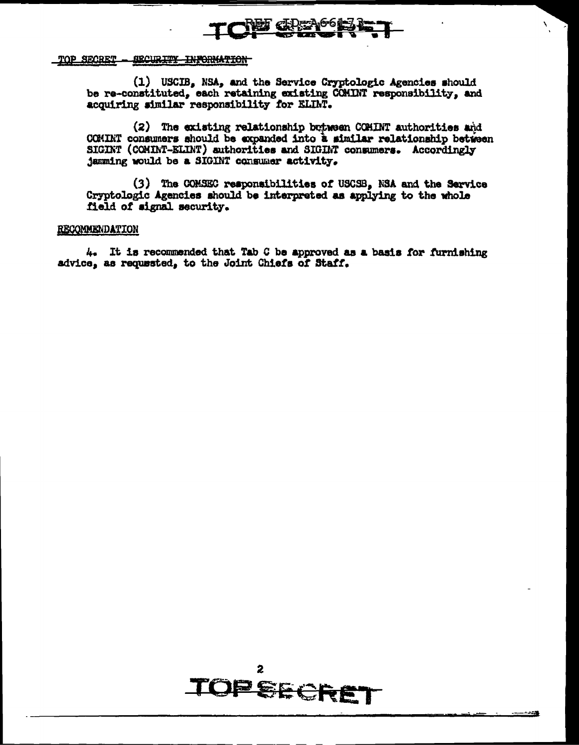(1) USCIB, NSA, and the Service Cryptologic Agencies should be re-constituted, each retaining existing COMINT responsibility, and acquiring similar responsibility for ELINT.

(2) The existing relationship between COMINT authorities and COMINT consumers should be expanded into a similar relationship between SIGINT (COMINT-ELINT) authorities and SIGINT consumers. Accordingly jamming would be a SIGINT consumer activity.

(3) The COMSEC responsibilities of USCSB, NSA and the Service Cryptologic Agencies should be interpreted as applying to the whole field of signal security.

RECOMMENDATION

4. It is recommended that Tab C be approved as a basis for furnishing advice, as requested, to the Joint Chiefs of Staff.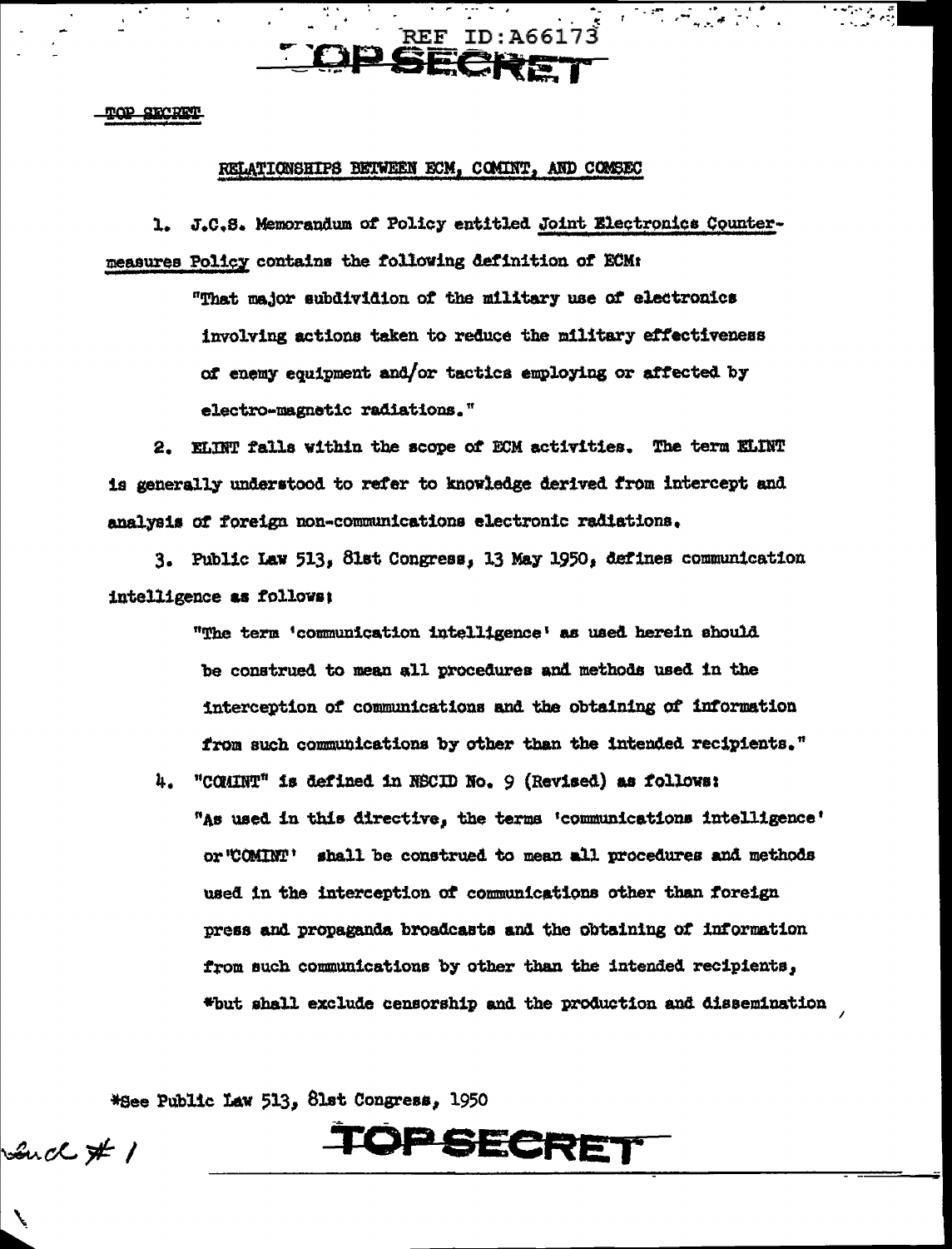REF ID:A66173

TOP SECRET

TOP SECRET

RELATIONSHIPS BETWEEN ECM, COMINT, AND COMSEC

1. J.C.S. Memorandum of Policy entitled Joint Electronics Countermeasures Policy contains the following definition of ECM:

> "That major subdivision of the military use of electronics involving actions taken to reduce the military effectiveness of enemy equipment and/or tactics employing or affected by electro-magnetic radiations."

2. ELINT falls within the scope of ECM activities. The term ELINT is generally understood to refer to knowledge derived from intercept and analysis of foreign non-communications electronic radiations.

3. Public Law 513, 81st Congress, 13 May 1950, defines communication intelligence as follows:

> "The term 'communication intelligence' as used herein should be construed to mean all procedures and methods used in the interception of communications and the obtaining of information from such communications by other than the intended recipients."

4. "COMINT" is defined in NSCID No. 9 (Revised) as follows:

> "As used in this directive, the terms 'communications intelligence' or 'COMINT' shall be construed to mean all procedures and methods used in the interception of communications other than foreign press and propaganda broadcasts and the obtaining of information from such communications by other than the intended recipients, *but shall exclude censorship and the production and dissemination

*See Public Law 513, 81st Congress, 1950

Encl #1

TOP SECRET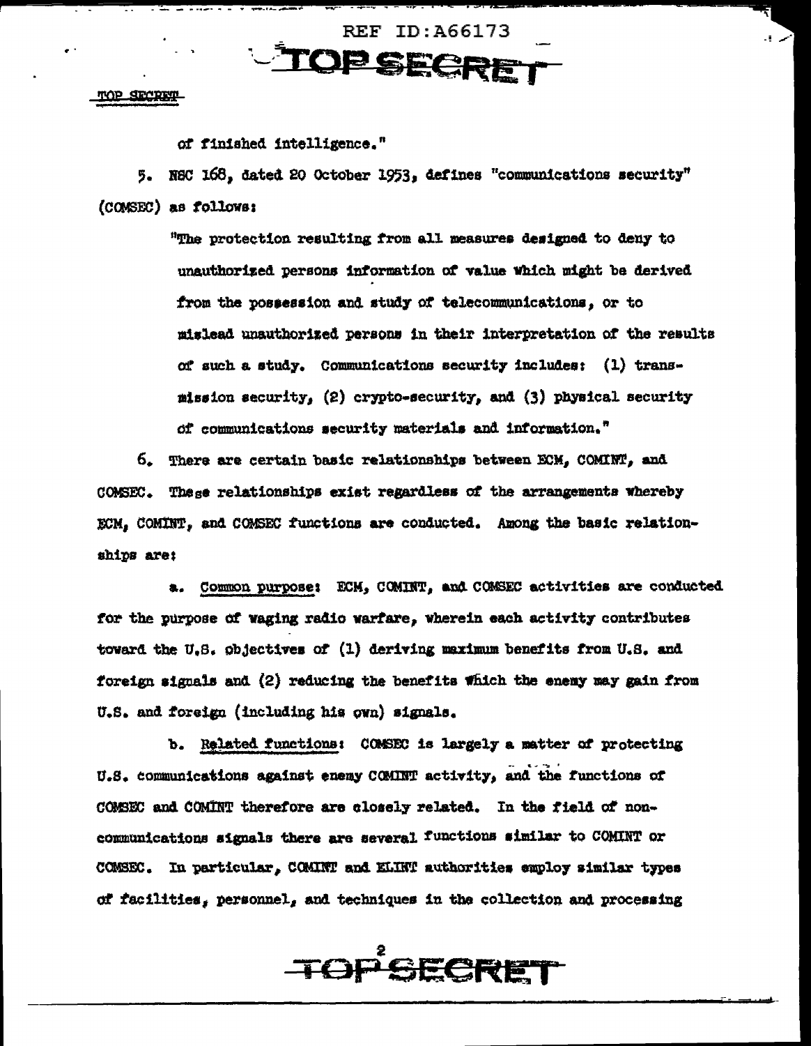of finished intelligence."

5. NSC 168, dated 20 October 1953, defines "communications security" (COMSEC) as follows:

> "The protection resulting from all measures designed to deny to unauthorized persons information of value which might be derived from the possession and study of telecommunications, or to mislead unauthorized persons in their interpretation of the results of such a study. Communications security includes: (1) transmission security, (2) crypto-security, and (3) physical security of communications security materials and information."

6. There are certain basic relationships between ECM, COMINT, and COMSEC. These relationships exist regardless of the arrangements whereby ECM, COMINT, and COMSEC functions are conducted. Among the basic relationships are:

a. Common purpose: ECM, COMINT, and COMSEC activities are conducted for the purpose of waging radio warfare, wherein each activity contributes toward the U.S. objectives of (1) deriving maximum benefits from U.S. and foreign signals and (2) reducing the benefits which the enemy may gain from U.S. and foreign (including his own) signals.

b. Related functions: COMSEC is largely a matter of protecting U.S. communications against enemy COMINT activity, and the functions of COMSEC and COMINT therefore are closely related. In the field of non-communications signals there are several functions similar to COMINT or COMSEC. In particular, COMINT and ELINT authorities employ similar types of facilities, personnel, and techniques in the collection and processing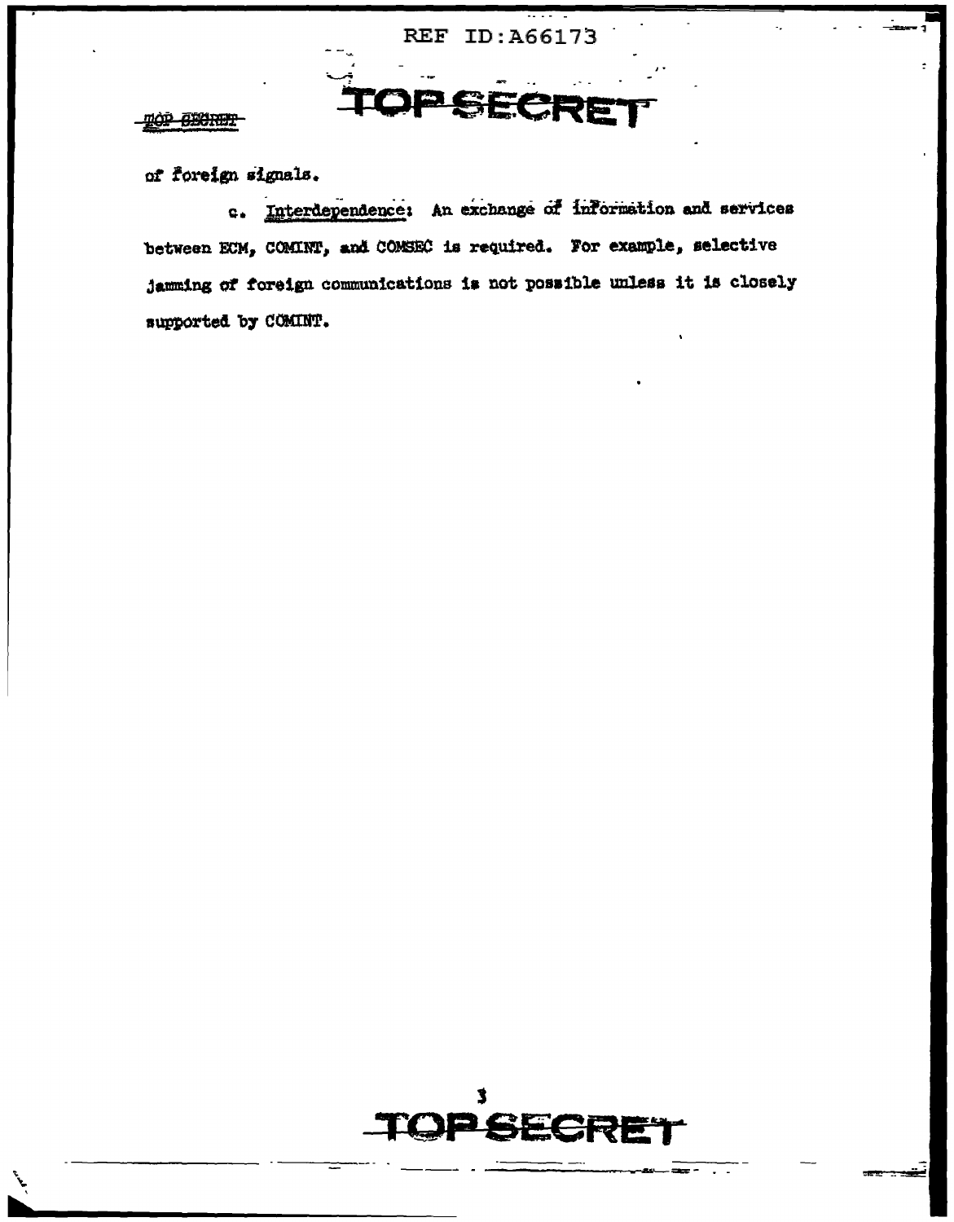of foreign signals.

c. Interdependence: An exchange of information and services between ECM, COMINT, and COMSEC is required. For example, selective jamming of foreign communications is not possible unless it is closely supported by COMINT.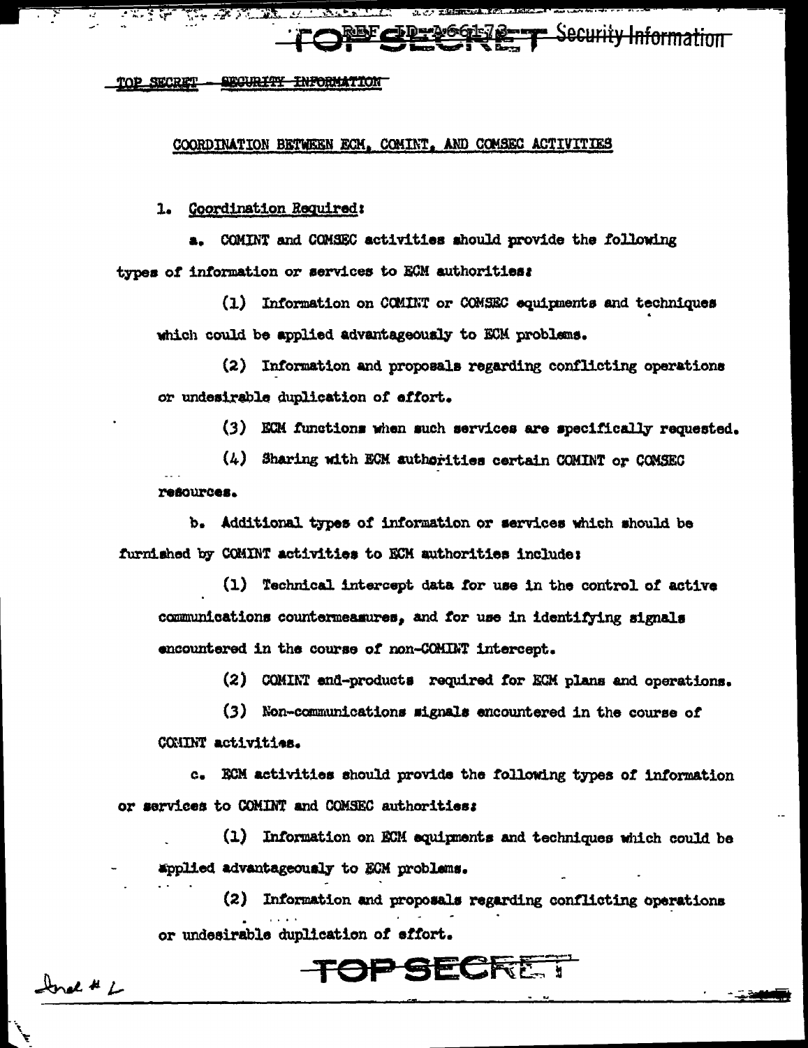TOP SECRET - SECURITY INFORMATION

## COORDINATION BETWEEN ECM, COMINT, AND COMSEC ACTIVITIES

1. Coordination Required:

a. COMINT and COMSEC activities should provide the following types of information or services to ECM authorities:

(1) Information on COMINT or COMSEC equipments and techniques which could be applied advantageously to ECM problems.

(2) Information and proposals regarding conflicting operations or undesirable duplication of effort.

(3) ECM functions when such services are specifically requested.

(4) Sharing with ECM authorities certain COMINT or COMSEC resources.

b. Additional types of information or services which should be furnished by COMINT activities to ECM authorities include:

(1) Technical intercept data for use in the control of active communications countermeasures, and for use in identifying signals encountered in the course of non-COMINT intercept.

(2) COMINT end-products required for ECM plans and operations.

(3) Non-communications signals encountered in the course of COMINT activities.

c. ECM activities should provide the following types of information or services to COMINT and COMSEC authorities:

(1) Information on ECM equipments and techniques which could be applied advantageously to ECM problems.

(2) Information and proposals regarding conflicting operations or undesirable duplication of effort.

Incl # 1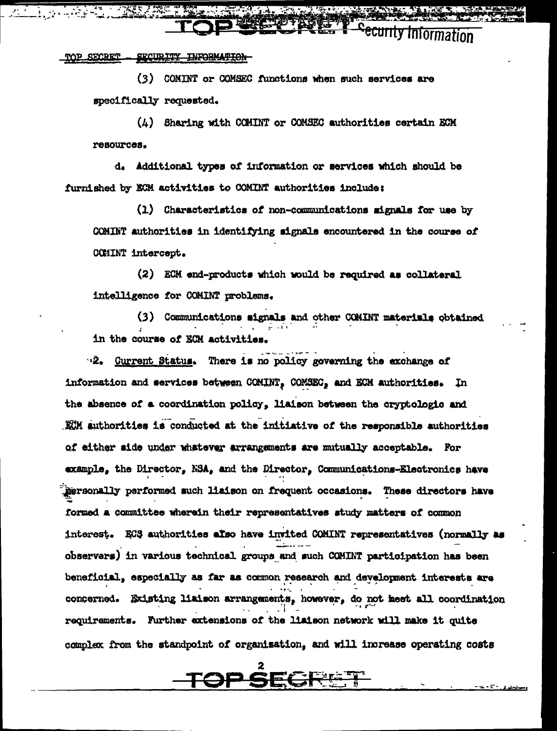(3) COMINT or COMSEC functions when such services are specifically requested.

(4) Sharing with COMINT or COMSEC authorities certain ECM resources.

d. Additional types of information or services which should be furnished by ECM activities to COMINT authorities include:

(1) Characteristics of non-communications signals for use by COMINT authorities in identifying signals encountered in the course of COMINT intercept.

(2) ECM end-products which would be required as collateral intelligence for COMINT problems.

(3) Communications signals and other COMINT materials obtained in the course of ECM activities.

2. Current Status. There is no policy governing the exchange of information and services between COMINT, COMSEC, and ECM authorities. In the absence of a coordination policy, liaison between the cryptologic and ECM authorities is conducted at the initiative of the responsible authorities of either side under whatever arrangements are mutually acceptable. For example, the Director, NSA, and the Director, Communications-Electronics have personally performed such liaison on frequent occasions. These directors have formed a committee wherein their representatives study matters of common interest. ECS authorities also have invited COMINT representatives (normally as observers) in various technical groups and such COMINT participation has been beneficial, especially as far as common research and development interests are concerned. Existing liaison arrangements, however, do not meet all coordination requirements. Further extensions of the liaison network will make it quite complex from the standpoint of organization, and will increase operating costs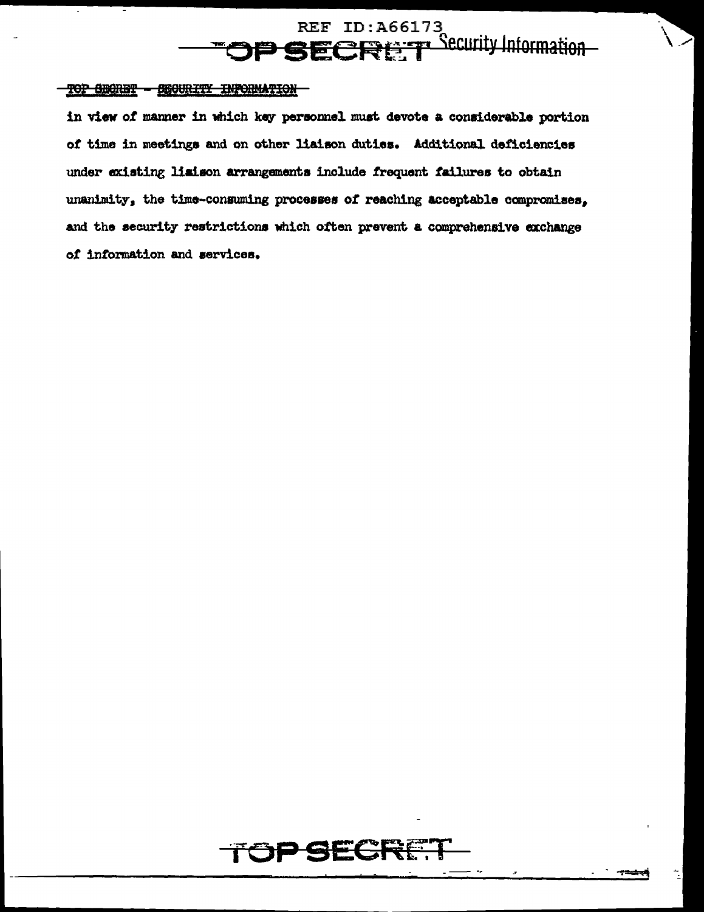in view of manner in which key personnel must devote a considerable portion of time in meetings and on other liaison duties. Additional deficiencies under existing liaison arrangements include frequent failures to obtain unanimity, the time-consuming processes of reaching acceptable compromises, and the security restrictions which often prevent a comprehensive exchange of information and services.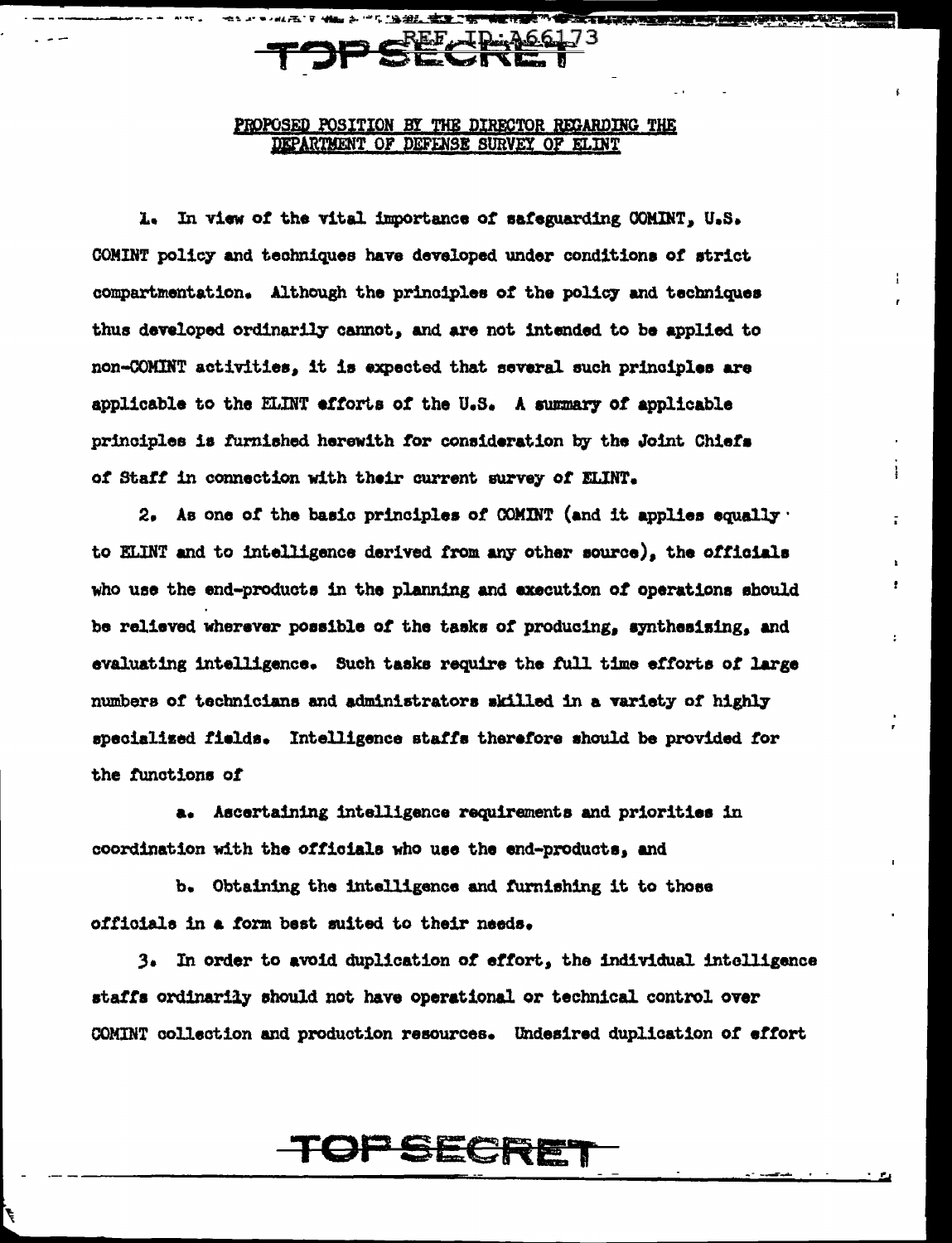REF ID:A66173

TOP SECRET

PROPOSED POSITION BY THE DIRECTOR REGARDING THE DEPARTMENT OF DEFENSE SURVEY OF ELINT

1. In view of the vital importance of safeguarding COMINT, U.S. COMINT policy and techniques have developed under conditions of strict compartmentation. Although the principles of the policy and techniques thus developed ordinarily cannot, and are not intended to be applied to non-COMINT activities, it is expected that several such principles are applicable to the ELINT efforts of the U.S. A summary of applicable principles is furnished herewith for consideration by the Joint Chiefs of Staff in connection with their current survey of ELINT.

2. As one of the basic principles of COMINT (and it applies equally to ELINT and to intelligence derived from any other source), the officials who use the end-products in the planning and execution of operations should be relieved wherever possible of the tasks of producing, synthesizing, and evaluating intelligence. Such tasks require the full time efforts of large numbers of technicians and administrators skilled in a variety of highly specialized fields. Intelligence staffs therefore should be provided for the functions of

a. Ascertaining intelligence requirements and priorities in coordination with the officials who use the end-products, and

b. Obtaining the intelligence and furnishing it to those officials in a form best suited to their needs.

3. In order to avoid duplication of effort, the individual intelligence staffs ordinarily should not have operational or technical control over COMINT collection and production resources. Undesired duplication of effort

TOP SECRET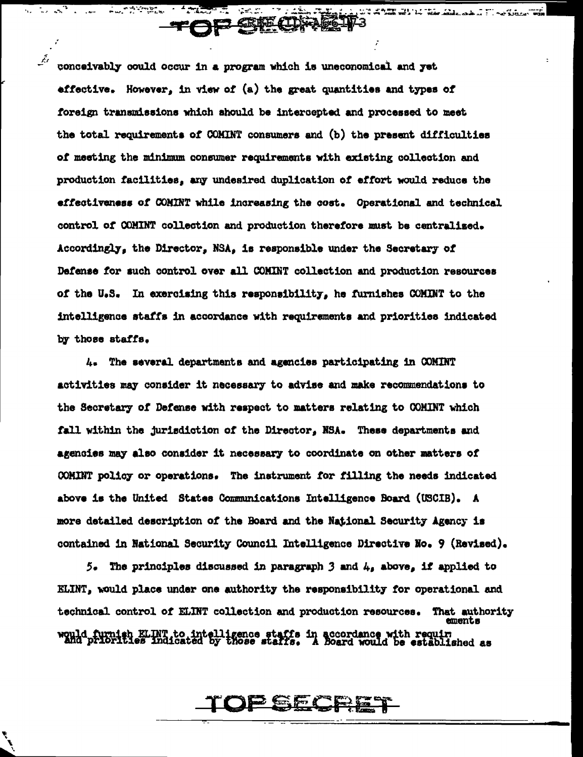conceivably could occur in a program which is uneconomical and yet effective. However, in view of (a) the great quantities and types of foreign transmissions which should be intercepted and processed to meet the total requirements of COMINT consumers and (b) the present difficulties of meeting the minimum consumer requirements with existing collection and production facilities, any undesired duplication of effort would reduce the effectiveness of COMINT while increasing the cost. Operational and technical control of COMINT collection and production therefore must be centralized. Accordingly, the Director, NSA, is responsible under the Secretary of Defense for such control over all COMINT collection and production resources of the U.S. In exercising this responsibility, he furnishes COMINT to the intelligence staffs in accordance with requirements and priorities indicated by those staffs.

4. The several departments and agencies participating in COMINT activities may consider it necessary to advise and make recommendations to the Secretary of Defense with respect to matters relating to COMINT which fall within the jurisdiction of the Director, NSA. These departments and agencies may also consider it necessary to coordinate on other matters of COMINT policy or operations. The instrument for filling the needs indicated above is the United States Communications Intelligence Board (USCIB). A more detailed description of the Board and the National Security Agency is contained in National Security Council Intelligence Directive No. 9 (Revised).

5. The principles discussed in paragraph 3 and 4, above, if applied to ELINT, would place under one authority the responsibility for operational and technical control of ELINT collection and production resources. That authority would furnish ELINT to intelligence staffs in accordance with requirements and priorities indicated by those staffs. A Board would be established as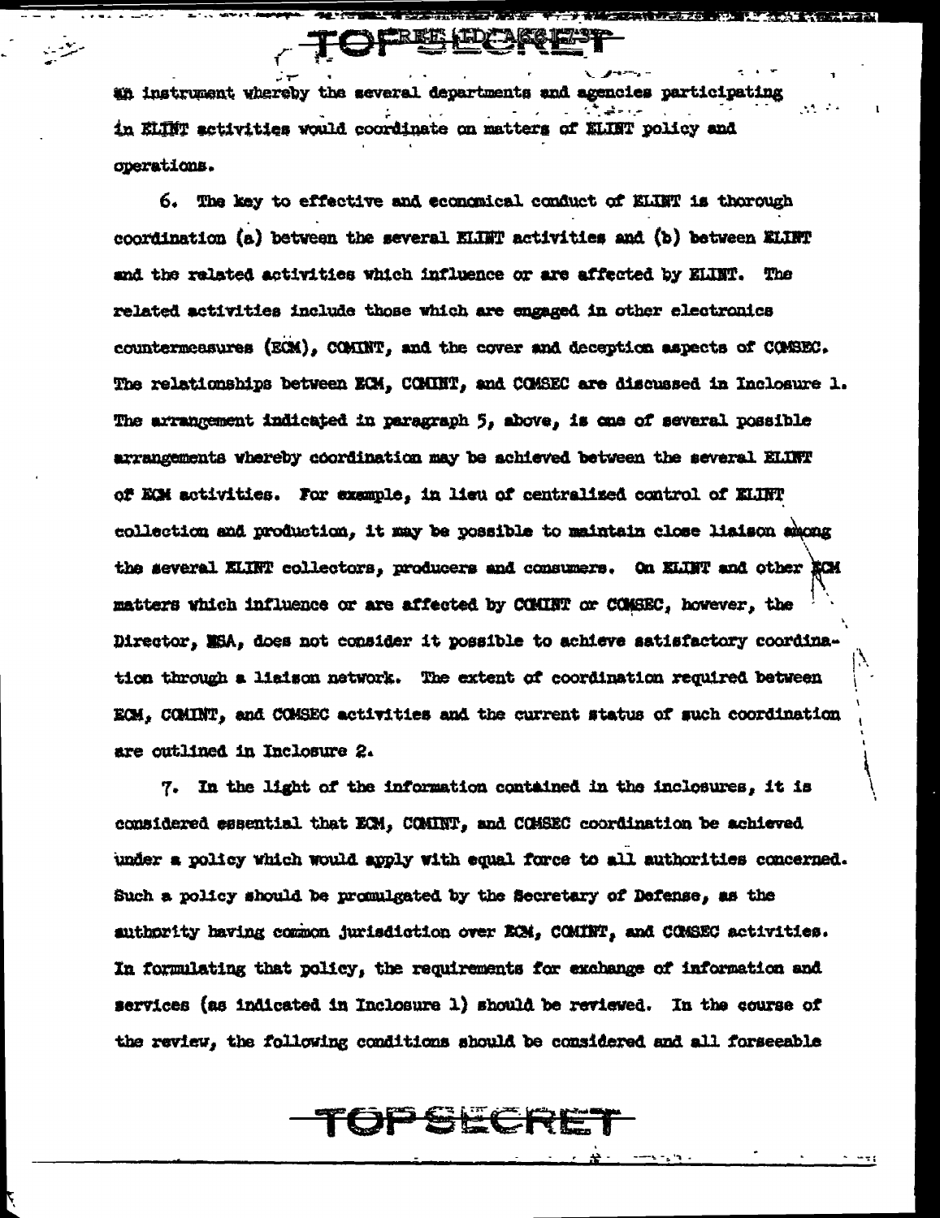an instrument whereby the several departments and agencies participating in ELINT activities would coordinate on matters of ELINT policy and operations.

6. The key to effective and economical conduct of ELINT is thorough coordination (a) between the several ELINT activities and (b) between ELINT and the related activities which influence or are affected by ELINT. The related activities include those which are engaged in other electronics countermeasures (ECM), COMINT, and the cover and deception aspects of COMSEC. The relationships between ECM, COMINT, and COMSEC are discussed in Inclosure 1. The arrangement indicated in paragraph 5, above, is one of several possible arrangements whereby coordination may be achieved between the several ELINT of ECM activities. For example, in lieu of centralized control of ELINT collection and production, it may be possible to maintain close liaison among the several ELINT collectors, producers and consumers. On ELINT and other ECM matters which influence or are affected by COMINT or COMSEC, however, the Director, NSA, does not consider it possible to achieve satisfactory coordination through a liaison network. The extent of coordination required between ECM, COMINT, and COMSEC activities and the current status of such coordination are outlined in Inclosure 2.

7. In the light of the information contained in the inclosures, it is considered essential that ECM, COMINT, and COMSEC coordination be achieved under a policy which would apply with equal force to all authorities concerned. Such a policy should be promulgated by the Secretary of Defense, as the authority having common jurisdiction over ECM, COMINT, and COMSEC activities. In formulating that policy, the requirements for exchange of information and services (as indicated in Inclosure 1) should be reviewed. In the course of the review, the following conditions should be considered and all forseeable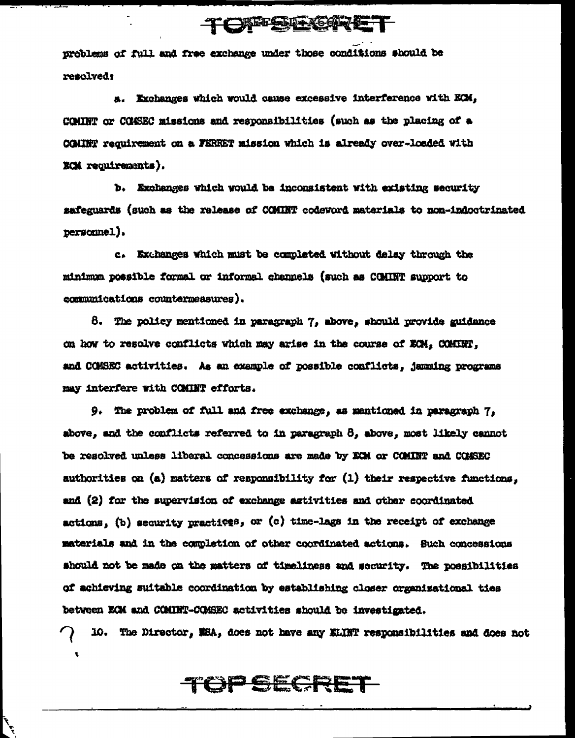problems of full and free exchange under those conditions should be resolved:

a. Exchanges which would cause excessive interference with ECM, COMINT or COMSEC missions and responsibilities (such as the placing of a COMINT requirement on a FERRET mission which is already over-loaded with ECM requirements).

b. Exchanges which would be inconsistent with existing security safeguards (such as the release of COMINT codeword materials to non-indoctrinated personnel).

c. Exchanges which must be completed without delay through the minimum possible formal or informal channels (such as COMINT support to communications countermeasures).

8. The policy mentioned in paragraph 7, above, should provide guidance on how to resolve conflicts which may arise in the course of ECM, COMINT, and COMSEC activities. As an example of possible conflicts, jamming programs may interfere with COMINT efforts.

9. The problem of full and free exchange, as mentioned in paragraph 7, above, and the conflicts referred to in paragraph 8, above, most likely cannot be resolved unless liberal concessions are made by ECM or COMINT and COMSEC authorities on (a) matters of responsibility for (1) their respective functions, and (2) for the supervision of exchange activities and other coordinated actions, (b) security practices, or (c) time-lags in the receipt of exchange materials and in the completion of other coordinated actions. Such concessions should not be made on the matters of timeliness and security. The possibilities of achieving suitable coordination by establishing closer organizational ties between ECM and COMINT-COMSEC activities should be investigated.

10. The Director, NSA, does not have any ELINT responsibilities and does not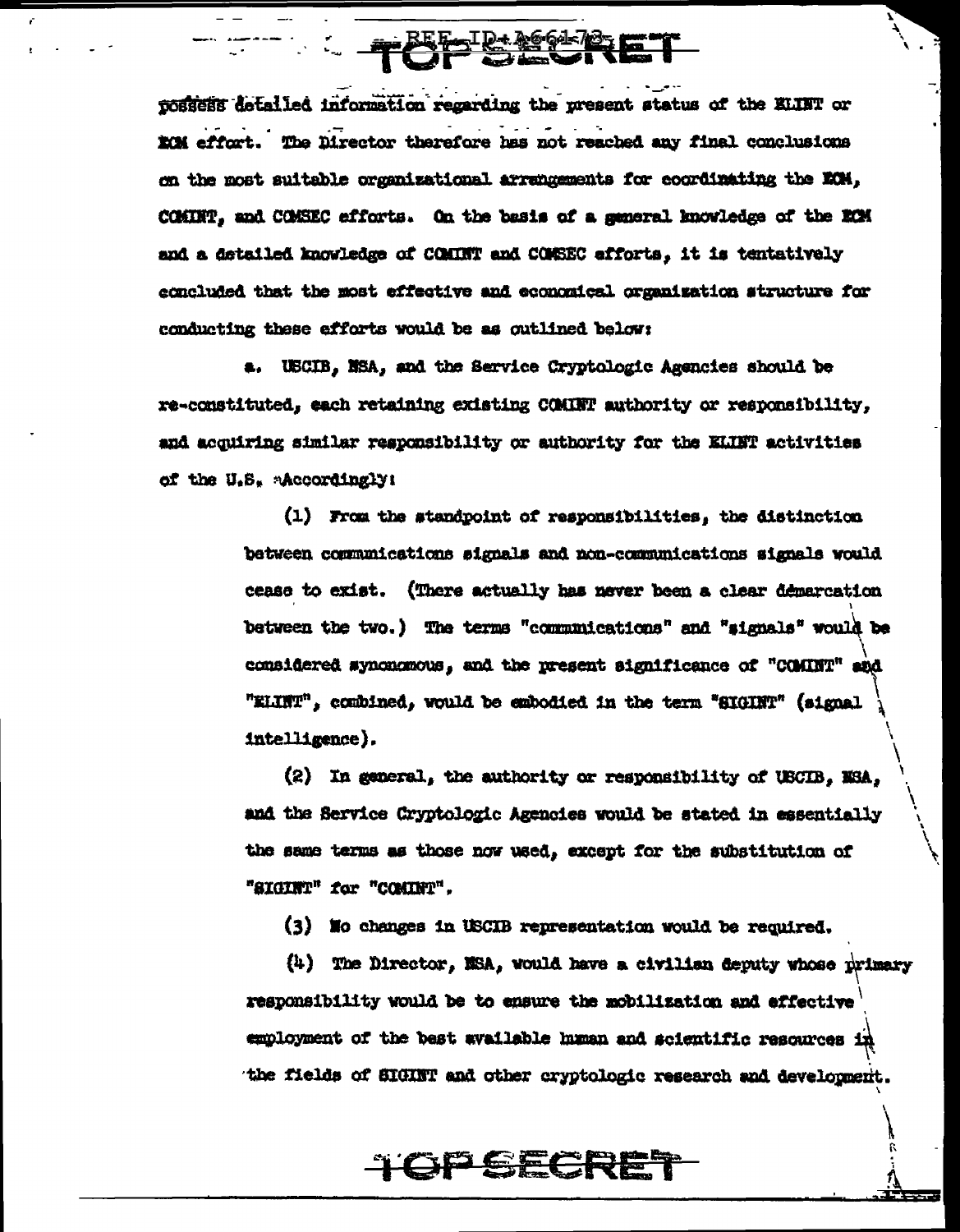possess detailed information regarding the present status of the ELINT or ECM effort. The Director therefore has not reached any final conclusions on the most suitable organizational arrangements for coordinating the ECM, COMINT, and COMSEC efforts. On the basis of a general knowledge of the ECM and a detailed knowledge of COMINT and COMSEC efforts, it is tentatively concluded that the most effective and economical organization structure for conducting these efforts would be as outlined below:

a. USCIB, NSA, and the Service Cryptologic Agencies should be re-constituted, each retaining existing COMINT authority or responsibility, and acquiring similar responsibility or authority for the ELINT activities of the U.S. Accordingly:

(1) From the standpoint of responsibilities, the distinction between communications signals and non-communications signals would cease to exist. (There actually has never been a clear démarcation between the two.) The terms "communications" and "signals" would be considered synonomous, and the present significance of "COMINT" and "ELINT", combined, would be embodied in the term "SIGINT" (signal intelligence).

(2) In general, the authority or responsibility of USCIB, NSA, and the Service Cryptologic Agencies would be stated in essentially the same terms as those now used, except for the substitution of "SIGINT" for "COMINT".

(3) No changes in USCIB representation would be required.

(4) The Director, NSA, would have a civilian deputy whose primary responsibility would be to ensure the mobilization and effective employment of the best available human and scientific resources in the fields of SIGINT and other cryptologic research and development.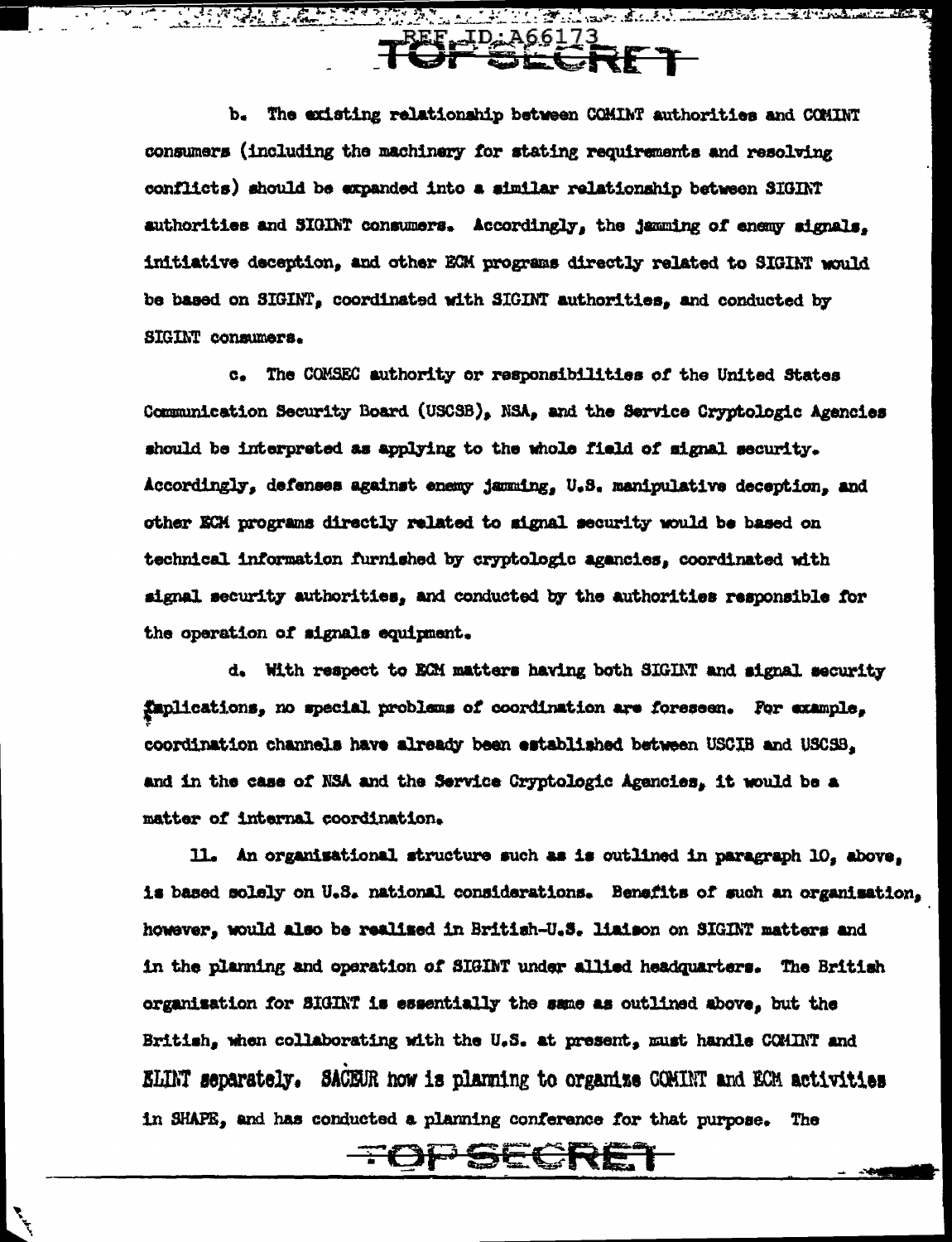b. The existing relationship between COMINT authorities and COMINT consumers (including the machinery for stating requirements and resolving conflicts) should be expanded into a similar relationship between SIGINT authorities and SIGINT consumers. Accordingly, the jamming of enemy signals, initiative deception, and other ECM programs directly related to SIGINT would be based on SIGINT, coordinated with SIGINT authorities, and conducted by SIGINT consumers.

c. The COMSEC authority or responsibilities of the United States Communication Security Board (USCSB), NSA, and the Service Cryptologic Agencies should be interpreted as applying to the whole field of signal security. Accordingly, defenses against enemy jamming, U.S. manipulative deception, and other ECM programs directly related to signal security would be based on technical information furnished by cryptologic agencies, coordinated with signal security authorities, and conducted by the authorities responsible for the operation of signals equipment.

d. With respect to ECM matters having both SIGINT and signal security implications, no special problems of coordination are foreseen. For example, coordination channels have already been established between USCIB and USCSB, and in the case of NSA and the Service Cryptologic Agencies, it would be a matter of internal coordination.

11. An organisational structure such as is outlined in paragraph 10, above, is based solely on U.S. national considerations. Benefits of such an organisation, however, would also be realised in British-U.S. liaison on SIGINT matters and in the planning and operation of SIGINT under allied headquarters. The British organisation for SIGINT is essentially the same as outlined above, but the British, when collaborating with the U.S. at present, must handle COMINT and ELINT separately. SACEUR now is planning to organize COMINT and ECM activities in SHAPE, and has conducted a planning conference for that purpose. The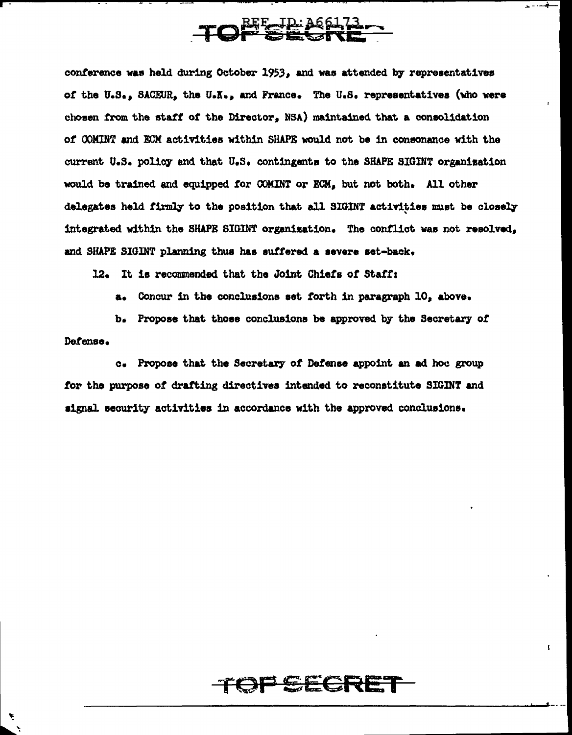conference was held during October 1953, and was attended by representatives of the U.S., SACEUR, the U.K., and France. The U.S. representatives (who were chosen from the staff of the Director, NSA) maintained that a consolidation of COMINT and ECM activities within SHAPE would not be in consonance with the current U.S. policy and that U.S. contingents to the SHAPE SIGINT organization would be trained and equipped for COMINT or ECM, but not both. All other delegates held firmly to the position that all SIGINT activities must be closely integrated within the SHAPE SIGINT organization. The conflict was not resolved, and SHAPE SIGINT planning thus has suffered a severe set-back.

12. It is recommended that the Joint Chiefs of Staff:

a. Concur in the conclusions set forth in paragraph 10, above.

b. Propose that those conclusions be approved by the Secretary of Defense.

c. Propose that the Secretary of Defense appoint an ad hoc group for the purpose of drafting directives intended to reconstitute SIGINT and signal security activities in accordance with the approved conclusions.